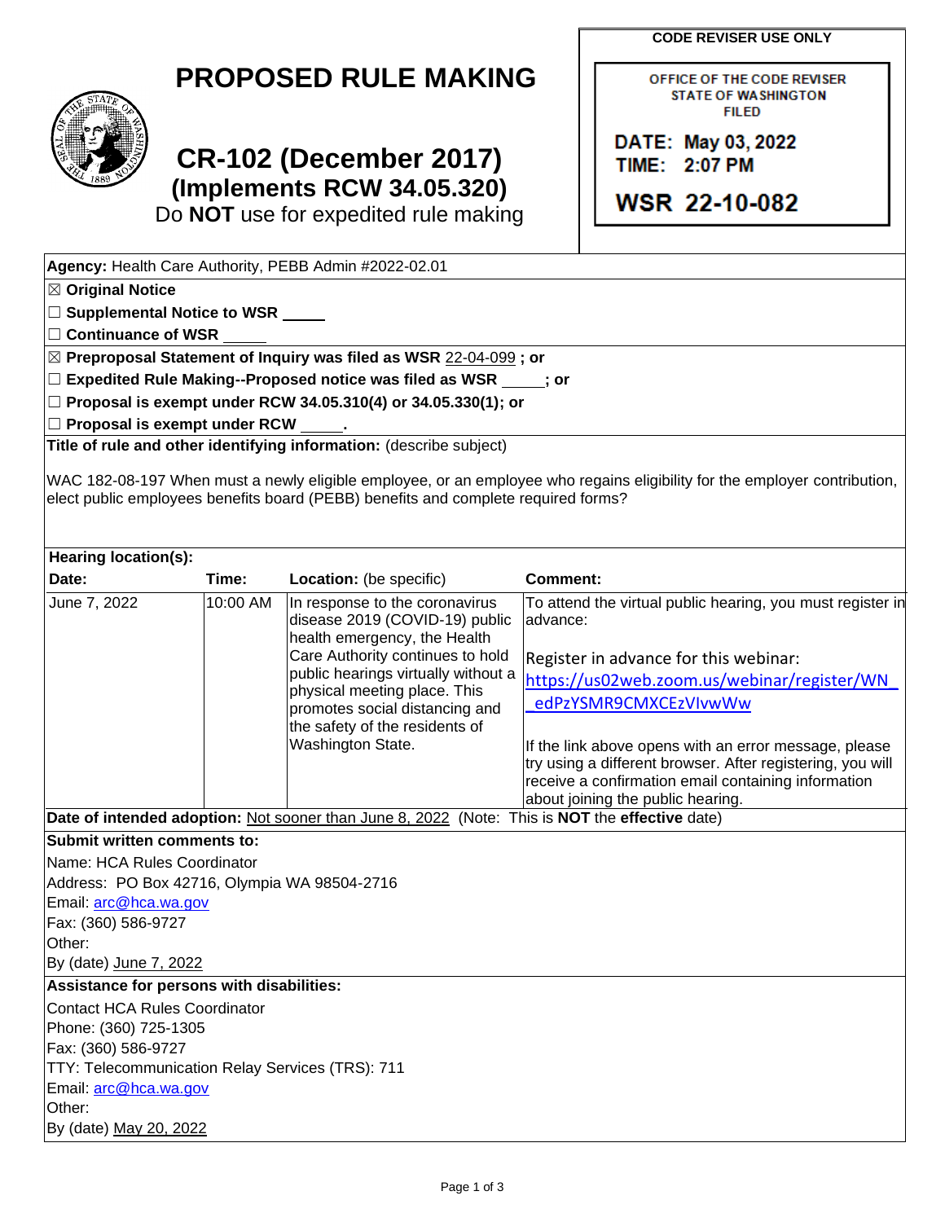# PROPOSED RULE MAKING

## CR-102 (December 2017)
## (Implements RCW 34.05.320)

Do **NOT** use for expedited rule making

**CODE REVISER USE ONLY**

OFFICE OF THE CODE REVISER
STATE OF WASHINGTON
FILED

DATE: May 03, 2022
TIME: 2:07 PM

WSR 22-10-082

**Agency:** Health Care Authority, PEBB Admin #2022-02.01

☒ **Original Notice**

☐ **Supplemental Notice to WSR** _____

☐ **Continuance of WSR** _____

☒ **Preproposal Statement of Inquiry was filed as WSR** 22-04-099 **; or**

☐ **Expedited Rule Making--Proposed notice was filed as WSR** _____**; or**

☐ **Proposal is exempt under RCW 34.05.310(4) or 34.05.330(1); or**

☐ **Proposal is exempt under RCW** _____**.**

**Title of rule and other identifying information:** (describe subject)

WAC 182-08-197 When must a newly eligible employee, or an employee who regains eligibility for the employer contribution, elect public employees benefits board (PEBB) benefits and complete required forms?

**Hearing location(s):**

| Date: | Time: | Location: (be specific) | Comment: |
|---|---|---|---|
| June 7, 2022 | 10:00 AM | In response to the coronavirus disease 2019 (COVID-19) public health emergency, the Health Care Authority continues to hold public hearings virtually without a physical meeting place. This promotes social distancing and the safety of the residents of Washington State. | To attend the virtual public hearing, you must register in advance: Register in advance for this webinar: https://us02web.zoom.us/webinar/register/WN_edPzYSMR9CMXCEzVIvwWw If the link above opens with an error message, please try using a different browser. After registering, you will receive a confirmation email containing information about joining the public hearing. |

**Date of intended adoption:** Not sooner than June 8, 2022 (Note: This is **NOT** the **effective** date)

**Submit written comments to:**

Name: HCA Rules Coordinator
Address: PO Box 42716, Olympia WA 98504-2716
Email: arc@hca.wa.gov
Fax: (360) 586-9727
Other:
By (date) June 7, 2022

**Assistance for persons with disabilities:**

Contact HCA Rules Coordinator
Phone: (360) 725-1305
Fax: (360) 586-9727
TTY: Telecommunication Relay Services (TRS): 711
Email: arc@hca.wa.gov
Other:
By (date) May 20, 2022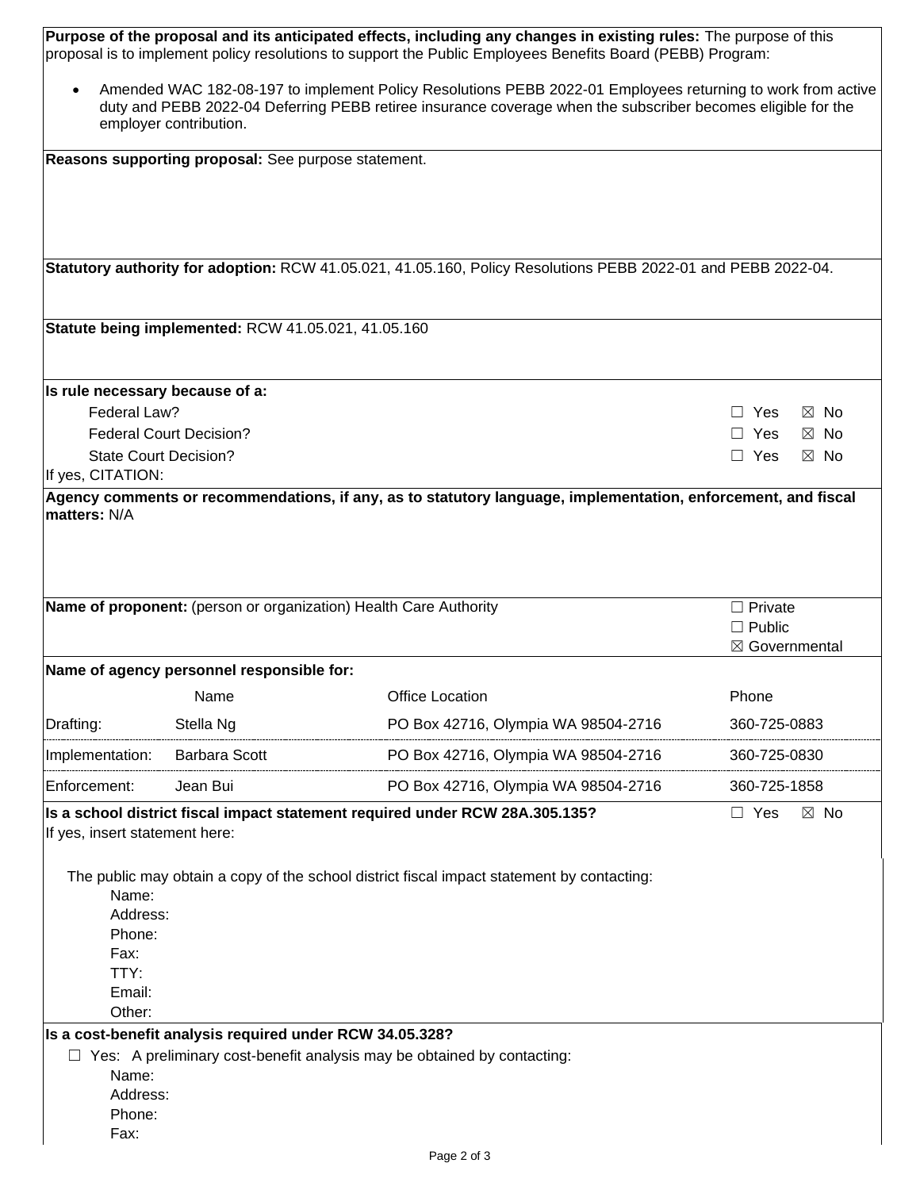**Purpose of the proposal and its anticipated effects, including any changes in existing rules:** The purpose of this proposal is to implement policy resolutions to support the Public Employees Benefits Board (PEBB) Program:

- Amended WAC 182-08-197 to implement Policy Resolutions PEBB 2022-01 Employees returning to work from active duty and PEBB 2022-04 Deferring PEBB retiree insurance coverage when the subscriber becomes eligible for the employer contribution.

**Reasons supporting proposal:** See purpose statement.

**Statutory authority for adoption:** RCW 41.05.021, 41.05.160, Policy Resolutions PEBB 2022-01 and PEBB 2022-04.

**Statute being implemented:** RCW 41.05.021, 41.05.160

**Is rule necessary because of a:**

| | |
|---|---|
| Federal Law? | ☐ Yes ☒ No |
| Federal Court Decision? | ☐ Yes ☒ No |
| State Court Decision? | ☐ Yes ☒ No |

If yes, CITATION:

**Agency comments or recommendations, if any, as to statutory language, implementation, enforcement, and fiscal matters:** N/A

**Name of proponent:** (person or organization) Health Care Authority

☐ Private
☐ Public
☒ Governmental

**Name of agency personnel responsible for:**

| | Name | Office Location | Phone |
|---|---|---|---|
| Drafting: | Stella Ng | PO Box 42716, Olympia WA 98504-2716 | 360-725-0883 |
| Implementation: | Barbara Scott | PO Box 42716, Olympia WA 98504-2716 | 360-725-0830 |
| Enforcement: | Jean Bui | PO Box 42716, Olympia WA 98504-2716 | 360-725-1858 |

**Is a school district fiscal impact statement required under RCW 28A.305.135?** ☐ Yes ☒ No

If yes, insert statement here:

The public may obtain a copy of the school district fiscal impact statement by contacting:

Name:
Address:
Phone:
Fax:
TTY:
Email:
Other:

**Is a cost-benefit analysis required under RCW 34.05.328?**

☐ Yes: A preliminary cost-benefit analysis may be obtained by contacting:

Name:
Address:
Phone:
Fax: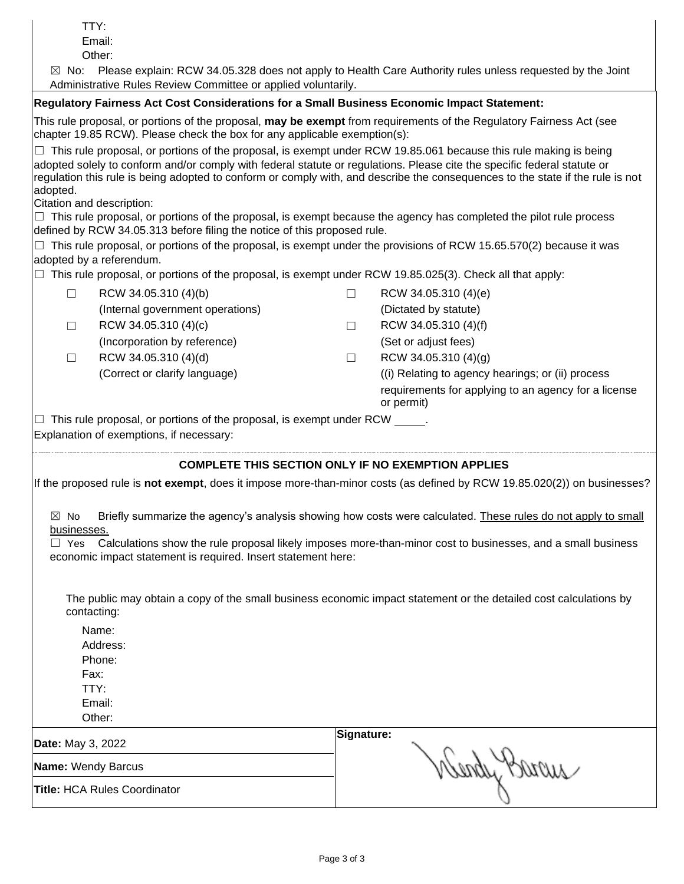TTY:
Email:
Other:

☒ No: Please explain: RCW 34.05.328 does not apply to Health Care Authority rules unless requested by the Joint Administrative Rules Review Committee or applied voluntarily.

**Regulatory Fairness Act Cost Considerations for a Small Business Economic Impact Statement:**

This rule proposal, or portions of the proposal, **may be exempt** from requirements of the Regulatory Fairness Act (see chapter 19.85 RCW). Please check the box for any applicable exemption(s):

☐ This rule proposal, or portions of the proposal, is exempt under RCW 19.85.061 because this rule making is being adopted solely to conform and/or comply with federal statute or regulations. Please cite the specific federal statute or regulation this rule is being adopted to conform or comply with, and describe the consequences to the state if the rule is not adopted.
Citation and description:

☐ This rule proposal, or portions of the proposal, is exempt because the agency has completed the pilot rule process defined by RCW 34.05.313 before filing the notice of this proposed rule.

☐ This rule proposal, or portions of the proposal, is exempt under the provisions of RCW 15.65.570(2) because it was adopted by a referendum.

☐ This rule proposal, or portions of the proposal, is exempt under RCW 19.85.025(3). Check all that apply:

| | | | |
|---|---|---|---|
| ☐ | RCW 34.05.310 (4)(b) (Internal government operations) | ☐ | RCW 34.05.310 (4)(e) (Dictated by statute) |
| ☐ | RCW 34.05.310 (4)(c) (Incorporation by reference) | ☐ | RCW 34.05.310 (4)(f) (Set or adjust fees) |
| ☐ | RCW 34.05.310 (4)(d) (Correct or clarify language) | ☐ | RCW 34.05.310 (4)(g) ((i) Relating to agency hearings; or (ii) process requirements for applying to an agency for a license or permit) |

☐ This rule proposal, or portions of the proposal, is exempt under RCW _____.

Explanation of exemptions, if necessary:

**COMPLETE THIS SECTION ONLY IF NO EXEMPTION APPLIES**

If the proposed rule is **not exempt**, does it impose more-than-minor costs (as defined by RCW 19.85.020(2)) on businesses?

☒ No Briefly summarize the agency's analysis showing how costs were calculated. These rules do not apply to small businesses.

☐ Yes Calculations show the rule proposal likely imposes more-than-minor cost to businesses, and a small business economic impact statement is required. Insert statement here:

The public may obtain a copy of the small business economic impact statement or the detailed cost calculations by contacting:

Name:
Address:
Phone:
Fax:
TTY:
Email:
Other:

| | |
|---|---|
| **Date:** May 3, 2022 | **Signature:** Wendy Barcus |
| **Name:** Wendy Barcus | |
| **Title:** HCA Rules Coordinator | |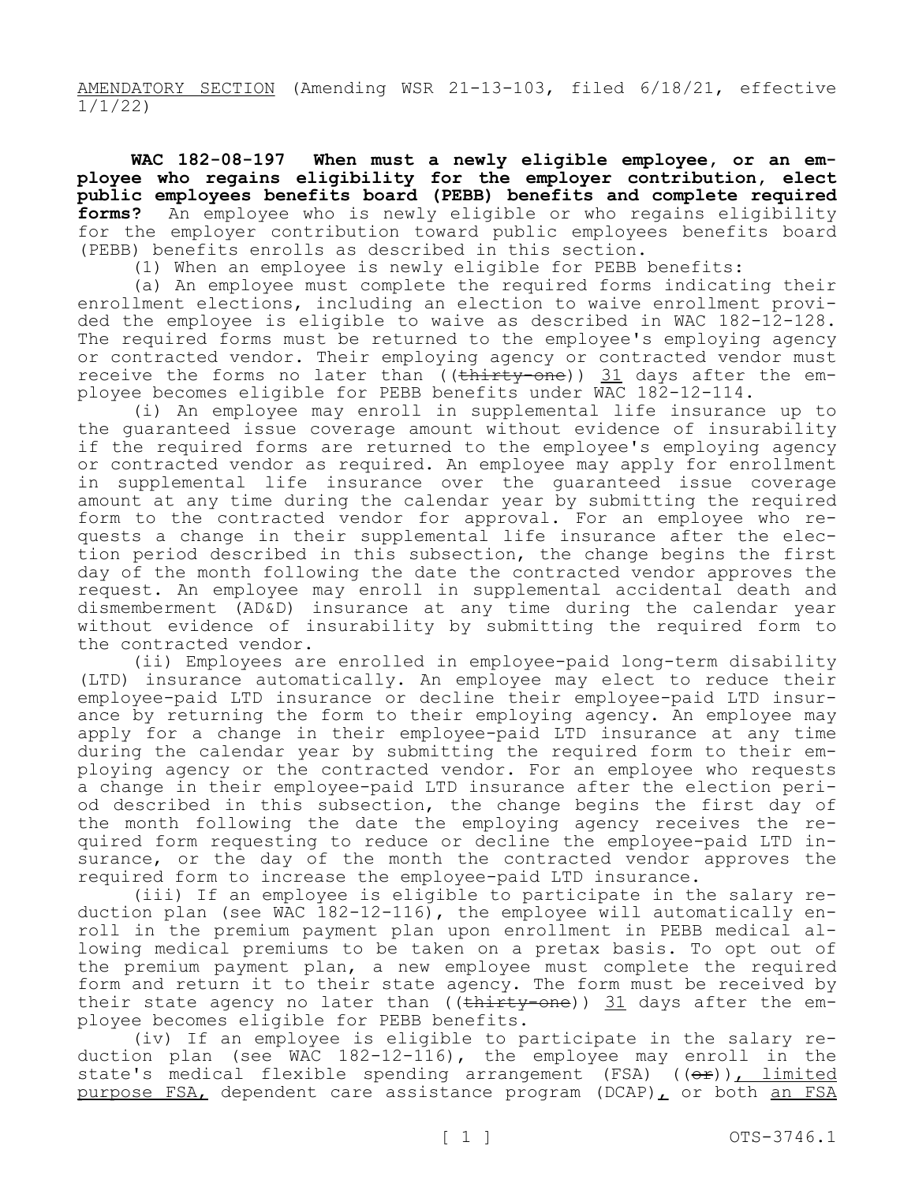AMENDATORY SECTION (Amending WSR 21-13-103, filed 6/18/21, effective 1/1/22)

**WAC 182-08-197 When must a newly eligible employee, or an employee who regains eligibility for the employer contribution, elect public employees benefits board (PEBB) benefits and complete required forms?** An employee who is newly eligible or who regains eligibility for the employer contribution toward public employees benefits board (PEBB) benefits enrolls as described in this section.

(1) When an employee is newly eligible for PEBB benefits:

(a) An employee must complete the required forms indicating their enrollment elections, including an election to waive enrollment provided the employee is eligible to waive as described in WAC 182-12-128. The required forms must be returned to the employee's employing agency or contracted vendor. Their employing agency or contracted vendor must receive the forms no later than ((~~thirty-one~~)) <u>31</u> days after the employee becomes eligible for PEBB benefits under WAC 182-12-114.

(i) An employee may enroll in supplemental life insurance up to the guaranteed issue coverage amount without evidence of insurability if the required forms are returned to the employee's employing agency or contracted vendor as required. An employee may apply for enrollment in supplemental life insurance over the guaranteed issue coverage amount at any time during the calendar year by submitting the required form to the contracted vendor for approval. For an employee who requests a change in their supplemental life insurance after the election period described in this subsection, the change begins the first day of the month following the date the contracted vendor approves the request. An employee may enroll in supplemental accidental death and dismemberment (AD&D) insurance at any time during the calendar year without evidence of insurability by submitting the required form to the contracted vendor.

(ii) Employees are enrolled in employee-paid long-term disability (LTD) insurance automatically. An employee may elect to reduce their employee-paid LTD insurance or decline their employee-paid LTD insurance by returning the form to their employing agency. An employee may apply for a change in their employee-paid LTD insurance at any time during the calendar year by submitting the required form to their employing agency or the contracted vendor. For an employee who requests a change in their employee-paid LTD insurance after the election period described in this subsection, the change begins the first day of the month following the date the employing agency receives the required form requesting to reduce or decline the employee-paid LTD insurance, or the day of the month the contracted vendor approves the required form to increase the employee-paid LTD insurance.

(iii) If an employee is eligible to participate in the salary reduction plan (see WAC 182-12-116), the employee will automatically enroll in the premium payment plan upon enrollment in PEBB medical allowing medical premiums to be taken on a pretax basis. To opt out of the premium payment plan, a new employee must complete the required form and return it to their state agency. The form must be received by their state agency no later than ((~~thirty-one~~)) <u>31</u> days after the employee becomes eligible for PEBB benefits.

(iv) If an employee is eligible to participate in the salary reduction plan (see WAC 182-12-116), the employee may enroll in the state's medical flexible spending arrangement (FSA) ((~~or~~))<u>, limited purpose FSA,</u> dependent care assistance program (DCAP)<u>,</u> or both <u>an FSA</u>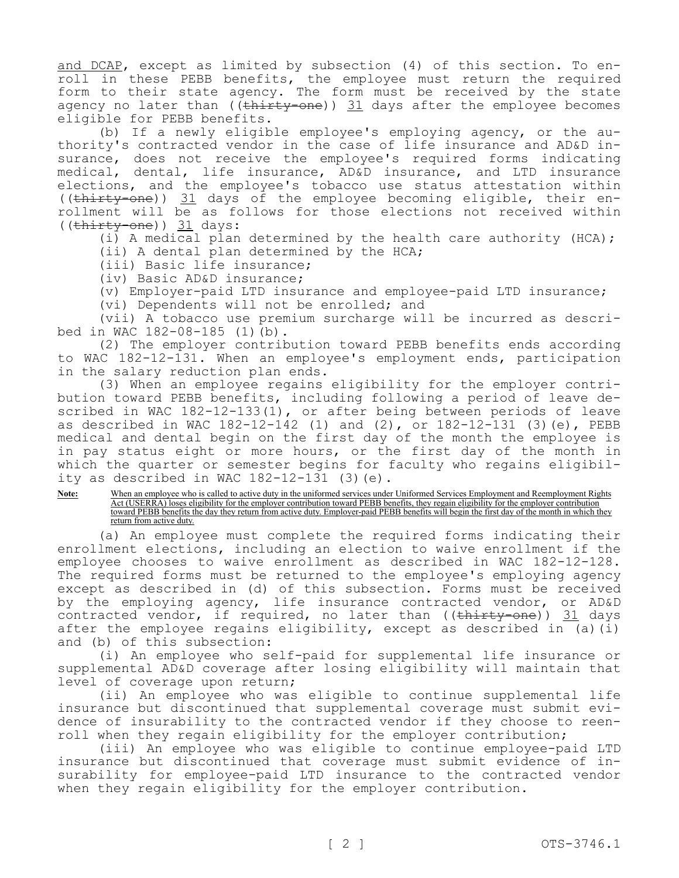and DCAP, except as limited by subsection (4) of this section. To enroll in these PEBB benefits, the employee must return the required form to their state agency. The form must be received by the state agency no later than ((~~thirty-one~~)) 31 days after the employee becomes eligible for PEBB benefits.

(b) If a newly eligible employee's employing agency, or the authority's contracted vendor in the case of life insurance and AD&D insurance, does not receive the employee's required forms indicating medical, dental, life insurance, AD&D insurance, and LTD insurance elections, and the employee's tobacco use status attestation within ((~~thirty-one~~)) 31 days of the employee becoming eligible, their enrollment will be as follows for those elections not received within ((~~thirty-one~~)) 31 days:

(i) A medical plan determined by the health care authority (HCA);

(ii) A dental plan determined by the HCA;

(iii) Basic life insurance;

(iv) Basic AD&D insurance;

(v) Employer-paid LTD insurance and employee-paid LTD insurance;

(vi) Dependents will not be enrolled; and

(vii) A tobacco use premium surcharge will be incurred as described in WAC 182-08-185 (1)(b).

(2) The employer contribution toward PEBB benefits ends according to WAC 182-12-131. When an employee's employment ends, participation in the salary reduction plan ends.

(3) When an employee regains eligibility for the employer contribution toward PEBB benefits, including following a period of leave described in WAC 182-12-133(1), or after being between periods of leave as described in WAC 182-12-142 (1) and (2), or 182-12-131 (3)(e), PEBB medical and dental begin on the first day of the month the employee is in pay status eight or more hours, or the first day of the month in which the quarter or semester begins for faculty who regains eligibility as described in WAC 182-12-131 (3)(e).

**Note:** When an employee who is called to active duty in the uniformed services under Uniformed Services Employment and Reemployment Rights Act (USERRA) loses eligibility for the employer contribution toward PEBB benefits, they regain eligibility for the employer contribution toward PEBB benefits the day they return from active duty. Employer-paid PEBB benefits will begin the first day of the month in which they return from active duty.

(a) An employee must complete the required forms indicating their enrollment elections, including an election to waive enrollment if the employee chooses to waive enrollment as described in WAC 182-12-128. The required forms must be returned to the employee's employing agency except as described in (d) of this subsection. Forms must be received by the employing agency, life insurance contracted vendor, or AD&D contracted vendor, if required, no later than ((~~thirty-one~~)) 31 days after the employee regains eligibility, except as described in (a)(i) and (b) of this subsection:

(i) An employee who self-paid for supplemental life insurance or supplemental AD&D coverage after losing eligibility will maintain that level of coverage upon return;

(ii) An employee who was eligible to continue supplemental life insurance but discontinued that supplemental coverage must submit evidence of insurability to the contracted vendor if they choose to reenroll when they regain eligibility for the employer contribution;

(iii) An employee who was eligible to continue employee-paid LTD insurance but discontinued that coverage must submit evidence of insurability for employee-paid LTD insurance to the contracted vendor when they regain eligibility for the employer contribution.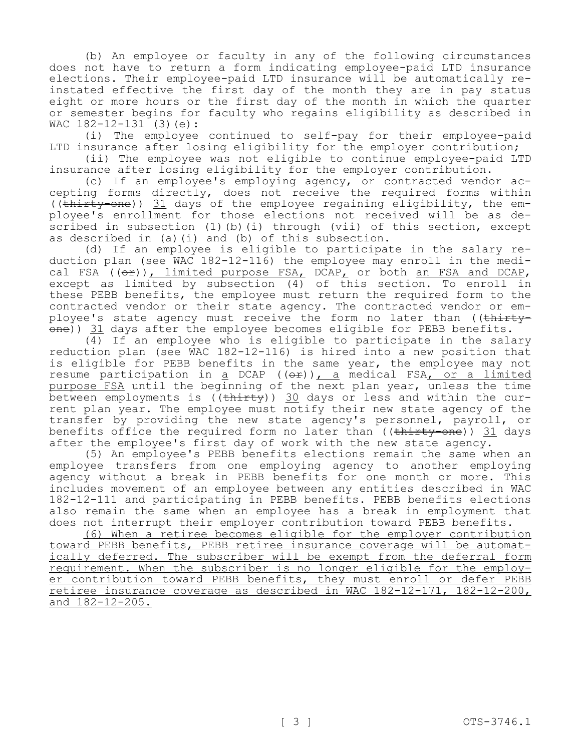(b) An employee or faculty in any of the following circumstances does not have to return a form indicating employee-paid LTD insurance elections. Their employee-paid LTD insurance will be automatically reinstated effective the first day of the month they are in pay status eight or more hours or the first day of the month in which the quarter or semester begins for faculty who regains eligibility as described in WAC 182-12-131 (3)(e):

(i) The employee continued to self-pay for their employee-paid LTD insurance after losing eligibility for the employer contribution;

(ii) The employee was not eligible to continue employee-paid LTD insurance after losing eligibility for the employer contribution.

(c) If an employee's employing agency, or contracted vendor accepting forms directly, does not receive the required forms within ((~~thirty-one~~)) 31 days of the employee regaining eligibility, the employee's enrollment for those elections not received will be as described in subsection (1)(b)(i) through (vii) of this section, except as described in (a)(i) and (b) of this subsection.

(d) If an employee is eligible to participate in the salary reduction plan (see WAC 182-12-116) the employee may enroll in the medical FSA ((~~or~~)), limited purpose FSA, DCAP, or both an FSA and DCAP, except as limited by subsection (4) of this section. To enroll in these PEBB benefits, the employee must return the required form to the contracted vendor or their state agency. The contracted vendor or employee's state agency must receive the form no later than ((~~thirty-one~~)) 31 days after the employee becomes eligible for PEBB benefits.

(4) If an employee who is eligible to participate in the salary reduction plan (see WAC 182-12-116) is hired into a new position that is eligible for PEBB benefits in the same year, the employee may not resume participation in a DCAP ((~~or~~)), a medical FSA, or a limited purpose FSA until the beginning of the next plan year, unless the time between employments is ((~~thirty~~)) 30 days or less and within the current plan year. The employee must notify their new state agency of the transfer by providing the new state agency's personnel, payroll, or benefits office the required form no later than ((~~thirty-one~~)) 31 days after the employee's first day of work with the new state agency.

(5) An employee's PEBB benefits elections remain the same when an employee transfers from one employing agency to another employing agency without a break in PEBB benefits for one month or more. This includes movement of an employee between any entities described in WAC 182-12-111 and participating in PEBB benefits. PEBB benefits elections also remain the same when an employee has a break in employment that does not interrupt their employer contribution toward PEBB benefits.

(6) When a retiree becomes eligible for the employer contribution toward PEBB benefits, PEBB retiree insurance coverage will be automatically deferred. The subscriber will be exempt from the deferral form requirement. When the subscriber is no longer eligible for the employer contribution toward PEBB benefits, they must enroll or defer PEBB retiree insurance coverage as described in WAC 182-12-171, 182-12-200, and 182-12-205.